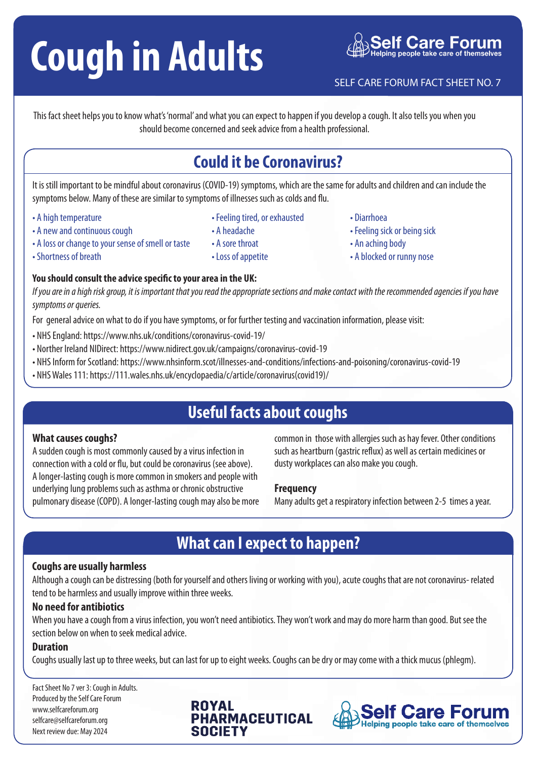# Cough in Adults

Self Care Forum
Helping people take care of themselves

SELF CARE FORUM FACT SHEET NO. 7

This fact sheet helps you to know what's 'normal' and what you can expect to happen if you develop a cough. It also tells you when you should become concerned and seek advice from a health professional.

## Could it be Coronavirus?

It is still important to be mindful about coronavirus (COVID-19) symptoms, which are the same for adults and children and can include the symptoms below. Many of these are similar to symptoms of illnesses such as colds and flu.

- A high temperature
- A new and continuous cough
- A loss or change to your sense of smell or taste
- Shortness of breath
- Feeling tired, or exhausted
- A headache
- A sore throat
- Loss of appetite
- Diarrhoea
- Feeling sick or being sick
- An aching body
- A blocked or runny nose

**You should consult the advice specific to your area in the UK:**

*If you are in a high risk group, it is important that you read the appropriate sections and make contact with the recommended agencies if you have symptoms or queries.*

For general advice on what to do if you have symptoms, or for further testing and vaccination information, please visit:

- NHS England: https://www.nhs.uk/conditions/coronavirus-covid-19/
- Norther Ireland NIDirect: https://www.nidirect.gov.uk/campaigns/coronavirus-covid-19
- NHS Inform for Scotland: https://www.nhsinform.scot/illnesses-and-conditions/infections-and-poisoning/coronavirus-covid-19
- NHS Wales 111: https://111.wales.nhs.uk/encyclopaedia/c/article/coronavirus(covid19)/

## Useful facts about coughs

### What causes coughs?

A sudden cough is most commonly caused by a virus infection in connection with a cold or flu, but could be coronavirus (see above). A longer-lasting cough is more common in smokers and people with underlying lung problems such as asthma or chronic obstructive pulmonary disease (COPD). A longer-lasting cough may also be more common in those with allergies such as hay fever. Other conditions such as heartburn (gastric reflux) as well as certain medicines or dusty workplaces can also make you cough.

### Frequency

Many adults get a respiratory infection between 2-5 times a year.

## What can I expect to happen?

### Coughs are usually harmless

Although a cough can be distressing (both for yourself and others living or working with you), acute coughs that are not coronavirus- related tend to be harmless and usually improve within three weeks.

### No need for antibiotics

When you have a cough from a virus infection, you won't need antibiotics. They won't work and may do more harm than good. But see the section below on when to seek medical advice.

### Duration

Coughs usually last up to three weeks, but can last for up to eight weeks. Coughs can be dry or may come with a thick mucus (phlegm).

Fact Sheet No 7 ver 3: Cough in Adults.
Produced by the Self Care Forum
www.selfcareforum.org
selfcare@selfcareforum.org
Next review due: May 2024

ROYAL PHARMACEUTICAL SOCIETY

Self Care Forum
Helping people take care of themselves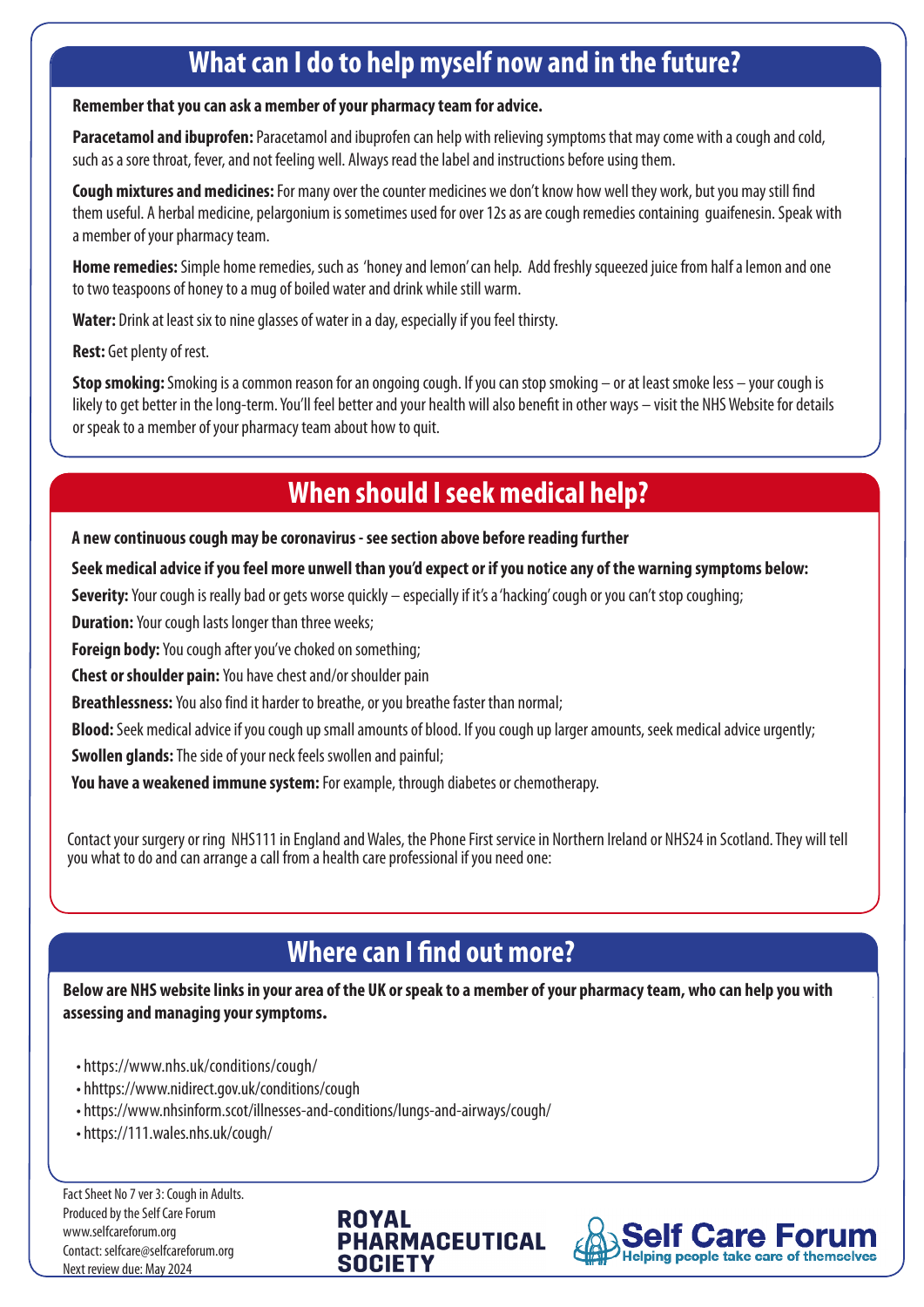## What can I do to help myself now and in the future?

**Remember that you can ask a member of your pharmacy team for advice.**

**Paracetamol and ibuprofen:** Paracetamol and ibuprofen can help with relieving symptoms that may come with a cough and cold, such as a sore throat, fever, and not feeling well. Always read the label and instructions before using them.

**Cough mixtures and medicines:** For many over the counter medicines we don't know how well they work, but you may still find them useful. A herbal medicine, pelargonium is sometimes used for over 12s as are cough remedies containing guaifenesin. Speak with a member of your pharmacy team.

**Home remedies:** Simple home remedies, such as 'honey and lemon' can help. Add freshly squeezed juice from half a lemon and one to two teaspoons of honey to a mug of boiled water and drink while still warm.

**Water:** Drink at least six to nine glasses of water in a day, especially if you feel thirsty.

**Rest:** Get plenty of rest.

**Stop smoking:** Smoking is a common reason for an ongoing cough. If you can stop smoking – or at least smoke less – your cough is likely to get better in the long-term. You'll feel better and your health will also benefit in other ways – visit the NHS Website for details or speak to a member of your pharmacy team about how to quit.

## When should I seek medical help?

**A new continuous cough may be coronavirus - see section above before reading further**

**Seek medical advice if you feel more unwell than you'd expect or if you notice any of the warning symptoms below:**

**Severity:** Your cough is really bad or gets worse quickly – especially if it's a 'hacking' cough or you can't stop coughing;

**Duration:** Your cough lasts longer than three weeks;

**Foreign body:** You cough after you've choked on something;

**Chest or shoulder pain:** You have chest and/or shoulder pain

**Breathlessness:** You also find it harder to breathe, or you breathe faster than normal;

**Blood:** Seek medical advice if you cough up small amounts of blood. If you cough up larger amounts, seek medical advice urgently;

**Swollen glands:** The side of your neck feels swollen and painful;

**You have a weakened immune system:** For example, through diabetes or chemotherapy.

Contact your surgery or ring NHS111 in England and Wales, the Phone First service in Northern Ireland or NHS24 in Scotland. They will tell you what to do and can arrange a call from a health care professional if you need one:

## Where can I find out more?

**Below are NHS website links in your area of the UK or speak to a member of your pharmacy team, who can help you with assessing and managing your symptoms.**

- https://www.nhs.uk/conditions/cough/
- hhttps://www.nidirect.gov.uk/conditions/cough
- https://www.nhsinform.scot/illnesses-and-conditions/lungs-and-airways/cough/
- https://111.wales.nhs.uk/cough/

Fact Sheet No 7 ver 3: Cough in Adults.
Produced by the Self Care Forum
www.selfcareforum.org
Contact: selfcare@selfcareforum.org
Next review due: May 2024

ROYAL PHARMACEUTICAL SOCIETY

Self Care Forum
Helping people take care of themselves